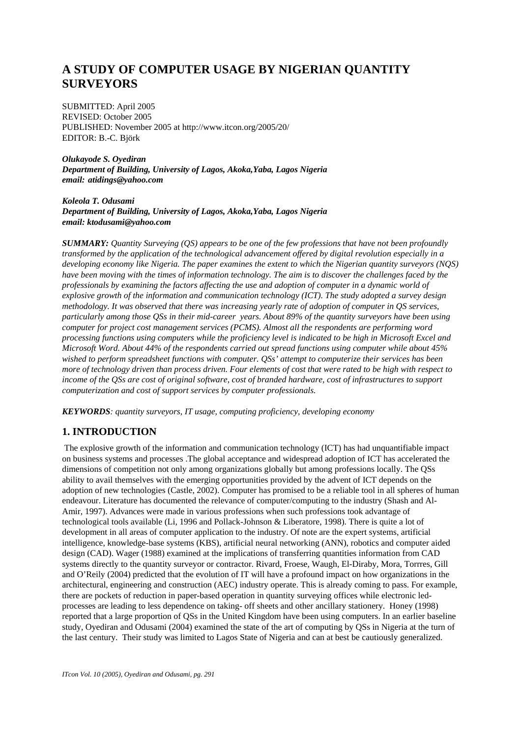# A STUDY OF COMPUTER USAGE BY NIGERIAN QUANTITY SURVEYORS

SUBMITTED: April 2005
REVISED: October 2005
PUBLISHED: November 2005 at http://www.itcon.org/2005/20/
EDITOR: B.-C. Björk

***Olukayode S. Oyediran***
***Department of Building, University of Lagos, Akoka,Yaba, Lagos Nigeria***
***email: atidings@yahoo.com***

***Koleola T. Odusami***
***Department of Building, University of Lagos, Akoka,Yaba, Lagos Nigeria***
***email: ktodusami@yahoo.com***

***SUMMARY:*** *Quantity Surveying (QS) appears to be one of the few professions that have not been profoundly transformed by the application of the technological advancement offered by digital revolution especially in a developing economy like Nigeria. The paper examines the extent to which the Nigerian quantity surveyors (NQS) have been moving with the times of information technology. The aim is to discover the challenges faced by the professionals by examining the factors affecting the use and adoption of computer in a dynamic world of explosive growth of the information and communication technology (ICT). The study adopted a survey design methodology. It was observed that there was increasing yearly rate of adoption of computer in QS services, particularly among those QSs in their mid-career years. About 89% of the quantity surveyors have been using computer for project cost management services (PCMS). Almost all the respondents are performing word processing functions using computers while the proficiency level is indicated to be high in Microsoft Excel and Microsoft Word. About 44% of the respondents carried out spread functions using computer while about 45% wished to perform spreadsheet functions with computer. QSs' attempt to computerize their services has been more of technology driven than process driven. Four elements of cost that were rated to be high with respect to income of the QSs are cost of original software, cost of branded hardware, cost of infrastructures to support computerization and cost of support services by computer professionals.*

***KEYWORDS****: quantity surveyors, IT usage, computing proficiency, developing economy*

## 1. INTRODUCTION

The explosive growth of the information and communication technology (ICT) has had unquantifiable impact on business systems and processes .The global acceptance and widespread adoption of ICT has accelerated the dimensions of competition not only among organizations globally but among professions locally. The QSs ability to avail themselves with the emerging opportunities provided by the advent of ICT depends on the adoption of new technologies (Castle, 2002). Computer has promised to be a reliable tool in all spheres of human endeavour. Literature has documented the relevance of computer/computing to the industry (Shash and Al-Amir, 1997). Advances were made in various professions when such professions took advantage of technological tools available (Li, 1996 and Pollack-Johnson & Liberatore, 1998). There is quite a lot of development in all areas of computer application to the industry. Of note are the expert systems, artificial intelligence, knowledge-base systems (KBS), artificial neural networking (ANN), robotics and computer aided design (CAD). Wager (1988) examined at the implications of transferring quantities information from CAD systems directly to the quantity surveyor or contractor. Rivard, Froese, Waugh, El-Diraby, Mora, Torrres, Gill and O'Reily (2004) predicted that the evolution of IT will have a profound impact on how organizations in the architectural, engineering and construction (AEC) industry operate. This is already coming to pass. For example, there are pockets of reduction in paper-based operation in quantity surveying offices while electronic led-processes are leading to less dependence on taking- off sheets and other ancillary stationery. Honey (1998) reported that a large proportion of QSs in the United Kingdom have been using computers. In an earlier baseline study, Oyediran and Odusami (2004) examined the state of the art of computing by QSs in Nigeria at the turn of the last century. Their study was limited to Lagos State of Nigeria and can at best be cautiously generalized.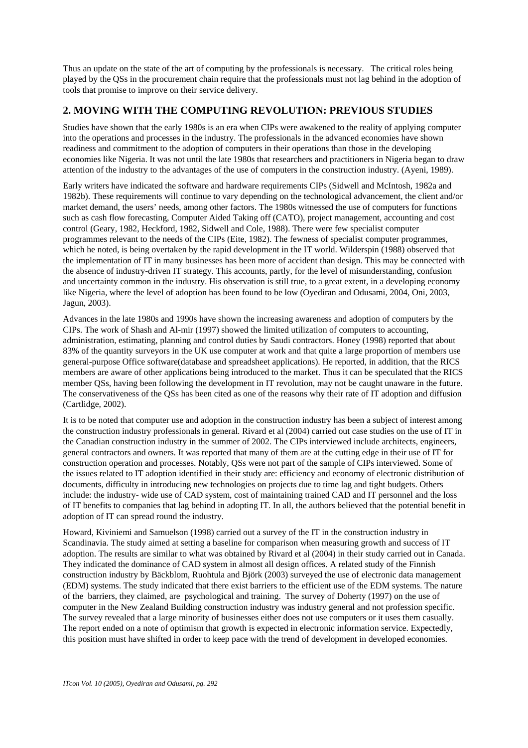Thus an update on the state of the art of computing by the professionals is necessary. The critical roles being played by the QSs in the procurement chain require that the professionals must not lag behind in the adoption of tools that promise to improve on their service delivery.

## 2. MOVING WITH THE COMPUTING REVOLUTION: PREVIOUS STUDIES

Studies have shown that the early 1980s is an era when CIPs were awakened to the reality of applying computer into the operations and processes in the industry. The professionals in the advanced economies have shown readiness and commitment to the adoption of computers in their operations than those in the developing economies like Nigeria. It was not until the late 1980s that researchers and practitioners in Nigeria began to draw attention of the industry to the advantages of the use of computers in the construction industry. (Ayeni, 1989).

Early writers have indicated the software and hardware requirements CIPs (Sidwell and McIntosh, 1982a and 1982b). These requirements will continue to vary depending on the technological advancement, the client and/or market demand, the users' needs, among other factors. The 1980s witnessed the use of computers for functions such as cash flow forecasting, Computer Aided Taking off (CATO), project management, accounting and cost control (Geary, 1982, Heckford, 1982, Sidwell and Cole, 1988). There were few specialist computer programmes relevant to the needs of the CIPs (Eite, 1982). The fewness of specialist computer programmes, which he noted, is being overtaken by the rapid development in the IT world. Wilderspin (1988) observed that the implementation of IT in many businesses has been more of accident than design. This may be connected with the absence of industry-driven IT strategy. This accounts, partly, for the level of misunderstanding, confusion and uncertainty common in the industry. His observation is still true, to a great extent, in a developing economy like Nigeria, where the level of adoption has been found to be low (Oyediran and Odusami, 2004, Oni, 2003, Jagun, 2003).

Advances in the late 1980s and 1990s have shown the increasing awareness and adoption of computers by the CIPs. The work of Shash and Al-mir (1997) showed the limited utilization of computers to accounting, administration, estimating, planning and control duties by Saudi contractors. Honey (1998) reported that about 83% of the quantity surveyors in the UK use computer at work and that quite a large proportion of members use general-purpose Office software(database and spreadsheet applications). He reported, in addition, that the RICS members are aware of other applications being introduced to the market. Thus it can be speculated that the RICS member QSs, having been following the development in IT revolution, may not be caught unaware in the future. The conservativeness of the QSs has been cited as one of the reasons why their rate of IT adoption and diffusion (Cartlidge, 2002).

It is to be noted that computer use and adoption in the construction industry has been a subject of interest among the construction industry professionals in general. Rivard et al (2004) carried out case studies on the use of IT in the Canadian construction industry in the summer of 2002. The CIPs interviewed include architects, engineers, general contractors and owners. It was reported that many of them are at the cutting edge in their use of IT for construction operation and processes. Notably, QSs were not part of the sample of CIPs interviewed. Some of the issues related to IT adoption identified in their study are: efficiency and economy of electronic distribution of documents, difficulty in introducing new technologies on projects due to time lag and tight budgets. Others include: the industry- wide use of CAD system, cost of maintaining trained CAD and IT personnel and the loss of IT benefits to companies that lag behind in adopting IT. In all, the authors believed that the potential benefit in adoption of IT can spread round the industry.

Howard, Kiviniemi and Samuelson (1998) carried out a survey of the IT in the construction industry in Scandinavia. The study aimed at setting a baseline for comparison when measuring growth and success of IT adoption. The results are similar to what was obtained by Rivard et al (2004) in their study carried out in Canada. They indicated the dominance of CAD system in almost all design offices. A related study of the Finnish construction industry by Bäckblom, Ruohtula and Björk (2003) surveyed the use of electronic data management (EDM) systems. The study indicated that there exist barriers to the efficient use of the EDM systems. The nature of the barriers, they claimed, are psychological and training. The survey of Doherty (1997) on the use of computer in the New Zealand Building construction industry was industry general and not profession specific. The survey revealed that a large minority of businesses either does not use computers or it uses them casually. The report ended on a note of optimism that growth is expected in electronic information service. Expectedly, this position must have shifted in order to keep pace with the trend of development in developed economies.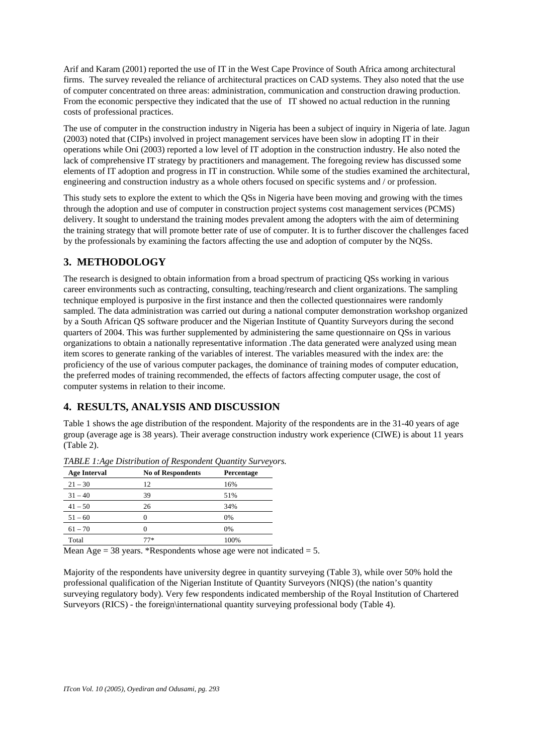Arif and Karam (2001) reported the use of IT in the West Cape Province of South Africa among architectural firms. The survey revealed the reliance of architectural practices on CAD systems. They also noted that the use of computer concentrated on three areas: administration, communication and construction drawing production. From the economic perspective they indicated that the use of IT showed no actual reduction in the running costs of professional practices.

The use of computer in the construction industry in Nigeria has been a subject of inquiry in Nigeria of late. Jagun (2003) noted that (CIPs) involved in project management services have been slow in adopting IT in their operations while Oni (2003) reported a low level of IT adoption in the construction industry. He also noted the lack of comprehensive IT strategy by practitioners and management. The foregoing review has discussed some elements of IT adoption and progress in IT in construction. While some of the studies examined the architectural, engineering and construction industry as a whole others focused on specific systems and / or profession.

This study sets to explore the extent to which the QSs in Nigeria have been moving and growing with the times through the adoption and use of computer in construction project systems cost management services (PCMS) delivery. It sought to understand the training modes prevalent among the adopters with the aim of determining the training strategy that will promote better rate of use of computer. It is to further discover the challenges faced by the professionals by examining the factors affecting the use and adoption of computer by the NQSs.

## 3. METHODOLOGY

The research is designed to obtain information from a broad spectrum of practicing QSs working in various career environments such as contracting, consulting, teaching/research and client organizations. The sampling technique employed is purposive in the first instance and then the collected questionnaires were randomly sampled. The data administration was carried out during a national computer demonstration workshop organized by a South African QS software producer and the Nigerian Institute of Quantity Surveyors during the second quarters of 2004. This was further supplemented by administering the same questionnaire on QSs in various organizations to obtain a nationally representative information .The data generated were analyzed using mean item scores to generate ranking of the variables of interest. The variables measured with the index are: the proficiency of the use of various computer packages, the dominance of training modes of computer education, the preferred modes of training recommended, the effects of factors affecting computer usage, the cost of computer systems in relation to their income.

## 4. RESULTS, ANALYSIS AND DISCUSSION

Table 1 shows the age distribution of the respondent. Majority of the respondents are in the 31-40 years of age group (average age is 38 years). Their average construction industry work experience (CIWE) is about 11 years (Table 2).

*TABLE 1:Age Distribution of Respondent Quantity Surveyors.*

| Age Interval | No of Respondents | Percentage |
|---|---|---|
| 21 – 30 | 12 | 16% |
| 31 – 40 | 39 | 51% |
| 41 – 50 | 26 | 34% |
| 51 – 60 | 0 | 0% |
| 61 – 70 | 0 | 0% |
| Total | 77* | 100% |

Mean Age = 38 years. *Respondents whose age were not indicated = 5.

Majority of the respondents have university degree in quantity surveying (Table 3), while over 50% hold the professional qualification of the Nigerian Institute of Quantity Surveyors (NIQS) (the nation's quantity surveying regulatory body). Very few respondents indicated membership of the Royal Institution of Chartered Surveyors (RICS) - the foreign\international quantity surveying professional body (Table 4).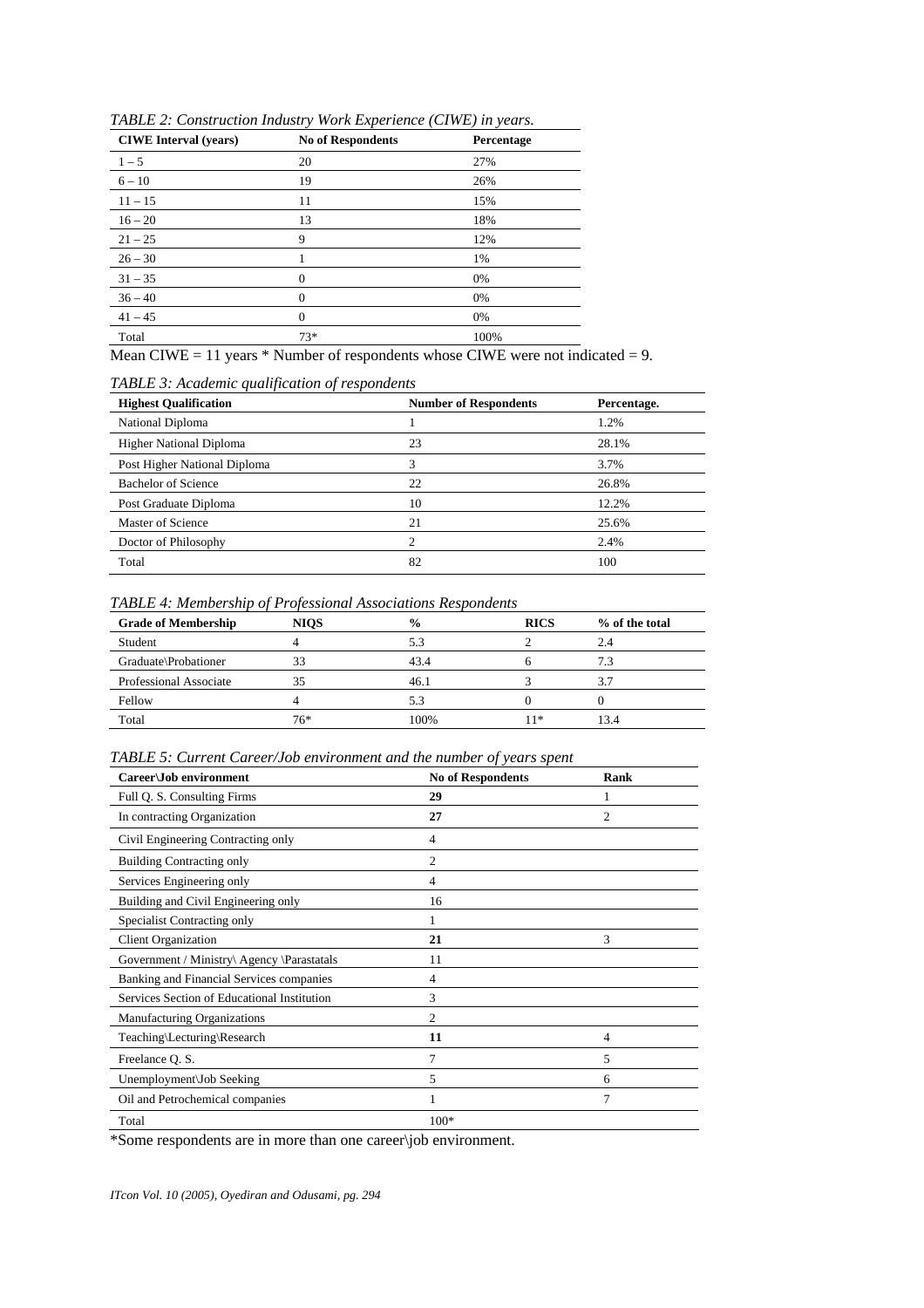*TABLE 2: Construction Industry Work Experience (CIWE) in years.*

| CIWE Interval (years) | No of Respondents | Percentage |
|---|---|---|
| 1 – 5 | 20 | 27% |
| 6 – 10 | 19 | 26% |
| 11 – 15 | 11 | 15% |
| 16 – 20 | 13 | 18% |
| 21 – 25 | 9 | 12% |
| 26 – 30 | 1 | 1% |
| 31 – 35 | 0 | 0% |
| 36 – 40 | 0 | 0% |
| 41 – 45 | 0 | 0% |
| Total | 73* | 100% |

Mean CIWE = 11 years * Number of respondents whose CIWE were not indicated = 9.

*TABLE 3: Academic qualification of respondents*

| Highest Qualification | Number of Respondents | Percentage. |
|---|---|---|
| National Diploma | 1 | 1.2% |
| Higher National Diploma | 23 | 28.1% |
| Post Higher National Diploma | 3 | 3.7% |
| Bachelor of Science | 22 | 26.8% |
| Post Graduate Diploma | 10 | 12.2% |
| Master of Science | 21 | 25.6% |
| Doctor of Philosophy | 2 | 2.4% |
| Total | 82 | 100 |

*TABLE 4: Membership of Professional Associations Respondents*

| Grade of Membership | NIQS | % | RICS | % of the total |
|---|---|---|---|---|
| Student | 4 | 5.3 | 2 | 2.4 |
| Graduate\Probationer | 33 | 43.4 | 6 | 7.3 |
| Professional Associate | 35 | 46.1 | 3 | 3.7 |
| Fellow | 4 | 5.3 | 0 | 0 |
| Total | 76* | 100% | 11* | 13.4 |

*TABLE 5: Current Career/Job environment and the number of years spent*

| Career\Job environment | No of Respondents | Rank |
|---|---|---|
| Full Q. S. Consulting Firms | **29** | 1 |
| In contracting Organization | **27** | 2 |
| Civil Engineering Contracting only | 4 | |
| Building Contracting only | 2 | |
| Services Engineering only | 4 | |
| Building and Civil Engineering only | 16 | |
| Specialist Contracting only | 1 | |
| Client Organization | **21** | 3 |
| Government / Ministry\ Agency \Parastatals | 11 | |
| Banking and Financial Services companies | 4 | |
| Services Section of Educational Institution | 3 | |
| Manufacturing Organizations | 2 | |
| Teaching\Lecturing\Research | **11** | 4 |
| Freelance Q. S. | 7 | 5 |
| Unemployment\Job Seeking | 5 | 6 |
| Oil and Petrochemical companies | 1 | 7 |
| Total | 100* | |

*Some respondents are in more than one career\job environment.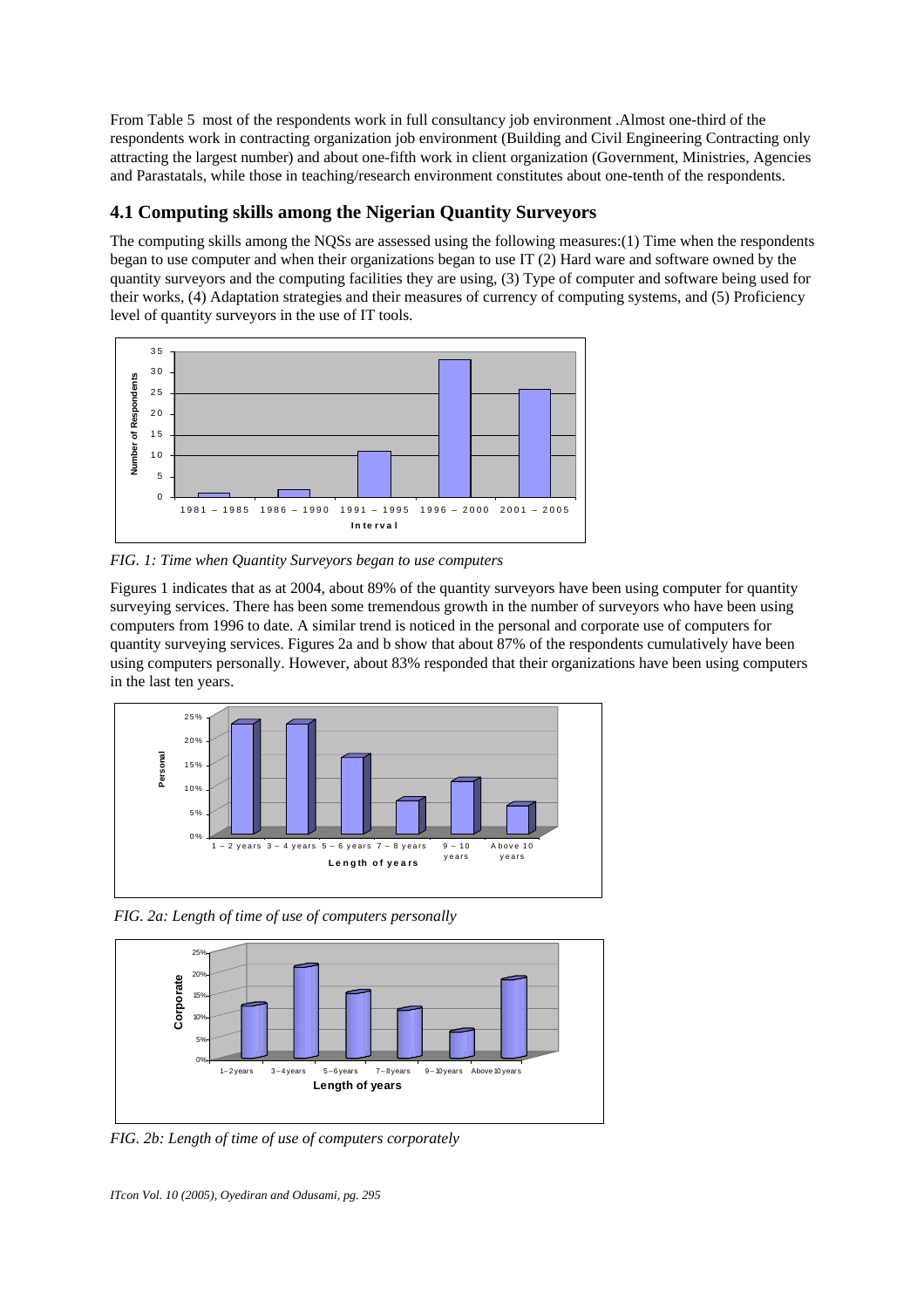From Table 5 most of the respondents work in full consultancy job environment .Almost one-third of the respondents work in contracting organization job environment (Building and Civil Engineering Contracting only attracting the largest number) and about one-fifth work in client organization (Government, Ministries, Agencies and Parastatals, while those in teaching/research environment constitutes about one-tenth of the respondents.

## 4.1 Computing skills among the Nigerian Quantity Surveyors

The computing skills among the NQSs are assessed using the following measures:(1) Time when the respondents began to use computer and when their organizations began to use IT (2) Hard ware and software owned by the quantity surveyors and the computing facilities they are using, (3) Type of computer and software being used for their works, (4) Adaptation strategies and their measures of currency of computing systems, and (5) Proficiency level of quantity surveyors in the use of IT tools.

*FIG. 1: Time when Quantity Surveyors began to use computers*

Figures 1 indicates that as at 2004, about 89% of the quantity surveyors have been using computer for quantity surveying services. There has been some tremendous growth in the number of surveyors who have been using computers from 1996 to date. A similar trend is noticed in the personal and corporate use of computers for quantity surveying services. Figures 2a and b show that about 87% of the respondents cumulatively have been using computers personally. However, about 83% responded that their organizations have been using computers in the last ten years.

*FIG. 2a: Length of time of use of computers personally*

*FIG. 2b: Length of time of use of computers corporately*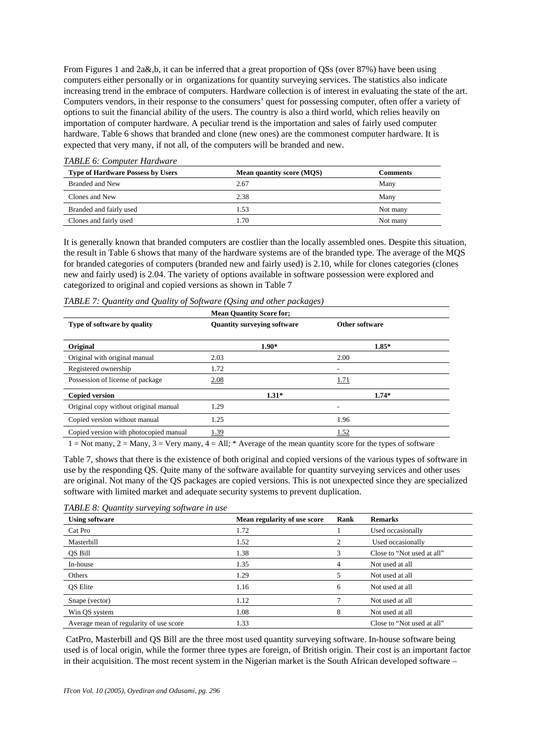From Figures 1 and 2a&,b, it can be inferred that a great proportion of QSs (over 87%) have been using computers either personally or in organizations for quantity surveying services. The statistics also indicate increasing trend in the embrace of computers. Hardware collection is of interest in evaluating the state of the art. Computers vendors, in their response to the consumers' quest for possessing computer, often offer a variety of options to suit the financial ability of the users. The country is also a third world, which relies heavily on importation of computer hardware. A peculiar trend is the importation and sales of fairly used computer hardware. Table 6 shows that branded and clone (new ones) are the commonest computer hardware. It is expected that very many, if not all, of the computers will be branded and new.

*TABLE 6: Computer Hardware*

| Type of Hardware Possess by Users | Mean quantity score (MQS) | Comments |
|---|---|---|
| Branded and New | 2.67 | Many |
| Clones and New | 2.38 | Many |
| Branded and fairly used | 1.53 | Not many |
| Clones and fairly used | 1.70 | Not many |

It is generally known that branded computers are costlier than the locally assembled ones. Despite this situation, the result in Table 6 shows that many of the hardware systems are of the branded type. The average of the MQS for branded categories of computers (branded new and fairly used) is 2.10, while for clones categories (clones new and fairly used) is 2.04. The variety of options available in software possession were explored and categorized to original and copied versions as shown in Table 7

*TABLE 7: Quantity and Quality of Software (Qsing and other packages)*

| | Mean Quantity Score for; | | | |
|---|---|---|---|---|
| **Type of software by quality** | **Quantity surveying software** | | **Other software** | |
| **Original** | | **1.90*** | | **1.85*** |
| Original with original manual | 2.03 | | 2.00 | |
| Registered ownership | 1.72 | | - | |
| Possession of license of package | 2.08 | | 1.71 | |
| **Copied version** | | **1.31*** | | **1.74*** |
| Original copy without original manual | 1.29 | | - | |
| Copied version without manual | 1.25 | | 1.96 | |
| Copied version with photocopied manual | 1.39 | | 1.52 | |

1 = Not many, 2 = Many, 3 = Very many, 4 = All; * Average of the mean quantity score for the types of software

Table 7, shows that there is the existence of both original and copied versions of the various types of software in use by the responding QS. Quite many of the software available for quantity surveying services and other uses are original. Not many of the QS packages are copied versions. This is not unexpected since they are specialized software with limited market and adequate security systems to prevent duplication.

*TABLE 8: Quantity surveying software in use*

| Using software | Mean regularity of use score | Rank | Remarks |
|---|---|---|---|
| Cat Pro | 1.72 | 1 | Used occasionally |
| Masterbill | 1.52 | 2 | Used occasionally |
| QS Bill | 1.38 | 3 | Close to "Not used at all" |
| In-house | 1.35 | 4 | Not used at all |
| Others | 1.29 | 5 | Not used at all |
| QS Elite | 1.16 | 6 | Not used at all |
| Snape (vector) | 1.12 | 7 | Not used at all |
| Win QS system | 1.08 | 8 | Not used at all |
| Average mean of regularity of use score | 1.33 | | Close to "Not used at all" |

CatPro, Masterbill and QS Bill are the three most used quantity surveying software. In-house software being used is of local origin, while the former three types are foreign, of British origin. Their cost is an important factor in their acquisition. The most recent system in the Nigerian market is the South African developed software –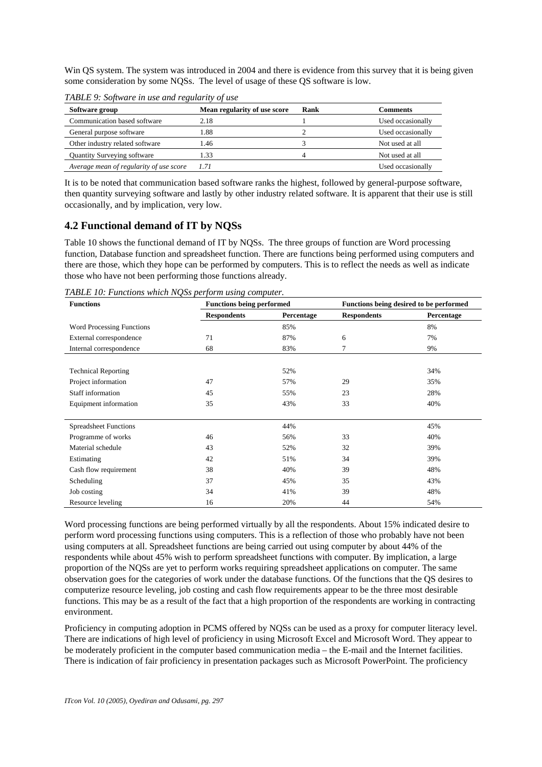Win QS system. The system was introduced in 2004 and there is evidence from this survey that it is being given some consideration by some NQSs. The level of usage of these QS software is low.

*TABLE 9: Software in use and regularity of use*

| Software group | Mean regularity of use score | Rank | Comments |
|---|---|---|---|
| Communication based software | 2.18 | 1 | Used occasionally |
| General purpose software | 1.88 | 2 | Used occasionally |
| Other industry related software | 1.46 | 3 | Not used at all |
| Quantity Surveying software | 1.33 | 4 | Not used at all |
| *Average mean of regularity of use score* | *1.71* | | Used occasionally |

It is to be noted that communication based software ranks the highest, followed by general-purpose software, then quantity surveying software and lastly by other industry related software. It is apparent that their use is still occasionally, and by implication, very low.

## 4.2 Functional demand of IT by NQSs

Table 10 shows the functional demand of IT by NQSs. The three groups of function are Word processing function, Database function and spreadsheet function. There are functions being performed using computers and there are those, which they hope can be performed by computers. This is to reflect the needs as well as indicate those who have not been performing those functions already.

*TABLE 10: Functions which NQSs perform using computer.*

| Functions | Functions being performed | | Functions being desired to be performed | |
|---|---|---|---|---|
| | Respondents | Percentage | Respondents | Percentage |
| Word Processing Functions | | 85% | | 8% |
| External correspondence | 71 | 87% | 6 | 7% |
| Internal correspondence | 68 | 83% | 7 | 9% |
| | | | | |
| Technical Reporting | | 52% | | 34% |
| Project information | 47 | 57% | 29 | 35% |
| Staff information | 45 | 55% | 23 | 28% |
| Equipment information | 35 | 43% | 33 | 40% |
| | | | | |
| Spreadsheet Functions | | 44% | | 45% |
| Programme of works | 46 | 56% | 33 | 40% |
| Material schedule | 43 | 52% | 32 | 39% |
| Estimating | 42 | 51% | 34 | 39% |
| Cash flow requirement | 38 | 40% | 39 | 48% |
| Scheduling | 37 | 45% | 35 | 43% |
| Job costing | 34 | 41% | 39 | 48% |
| Resource leveling | 16 | 20% | 44 | 54% |

Word processing functions are being performed virtually by all the respondents. About 15% indicated desire to perform word processing functions using computers. This is a reflection of those who probably have not been using computers at all. Spreadsheet functions are being carried out using computer by about 44% of the respondents while about 45% wish to perform spreadsheet functions with computer. By implication, a large proportion of the NQSs are yet to perform works requiring spreadsheet applications on computer. The same observation goes for the categories of work under the database functions. Of the functions that the QS desires to computerize resource leveling, job costing and cash flow requirements appear to be the three most desirable functions. This may be as a result of the fact that a high proportion of the respondents are working in contracting environment.

Proficiency in computing adoption in PCMS offered by NQSs can be used as a proxy for computer literacy level. There are indications of high level of proficiency in using Microsoft Excel and Microsoft Word. They appear to be moderately proficient in the computer based communication media – the E-mail and the Internet facilities. There is indication of fair proficiency in presentation packages such as Microsoft PowerPoint. The proficiency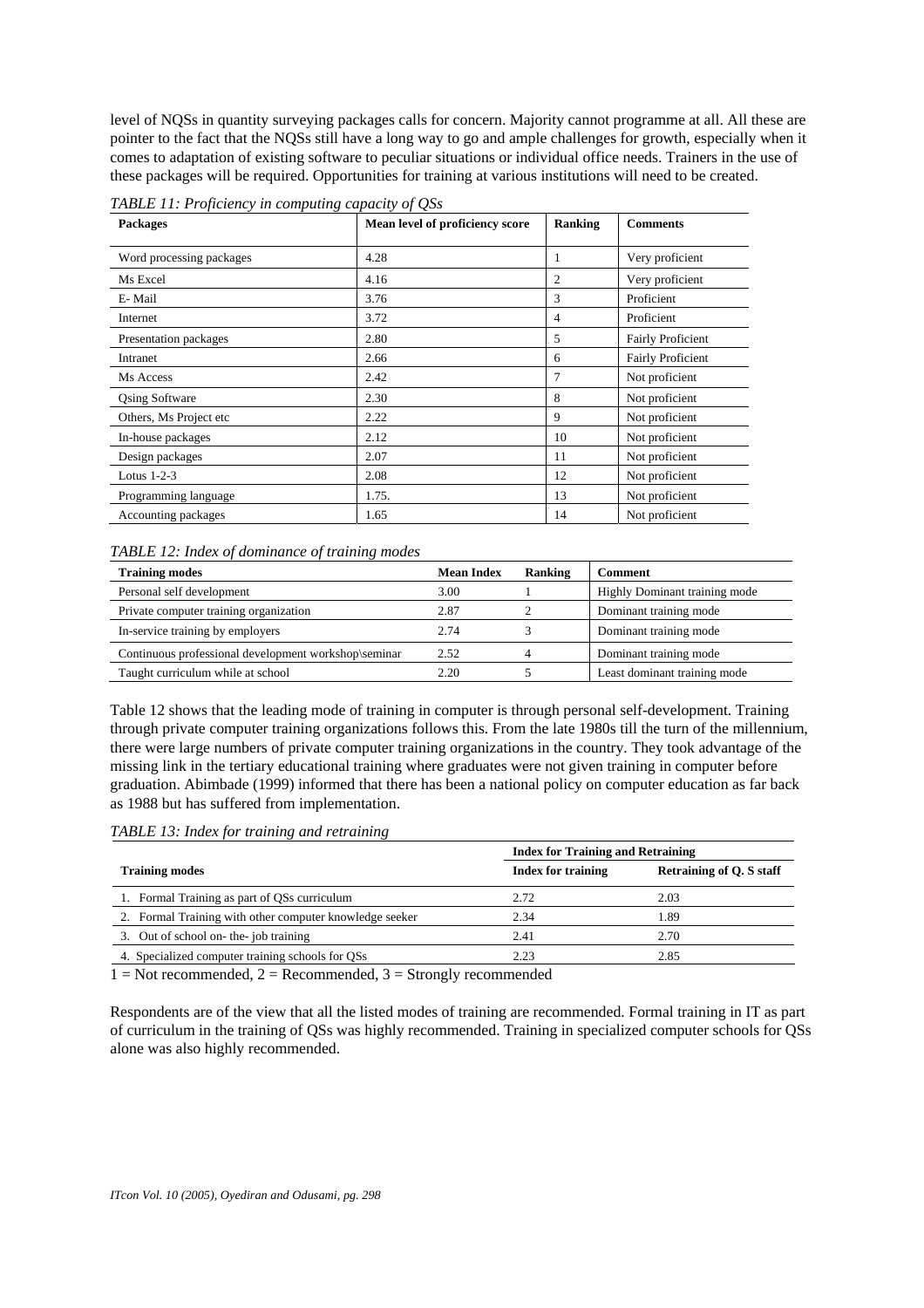level of NQSs in quantity surveying packages calls for concern. Majority cannot programme at all. All these are pointer to the fact that the NQSs still have a long way to go and ample challenges for growth, especially when it comes to adaptation of existing software to peculiar situations or individual office needs. Trainers in the use of these packages will be required. Opportunities for training at various institutions will need to be created.

*TABLE 11: Proficiency in computing capacity of QSs*

| Packages | Mean level of proficiency score | Ranking | Comments |
|---|---|---|---|
| Word processing packages | 4.28 | 1 | Very proficient |
| Ms Excel | 4.16 | 2 | Very proficient |
| E- Mail | 3.76 | 3 | Proficient |
| Internet | 3.72 | 4 | Proficient |
| Presentation packages | 2.80 | 5 | Fairly Proficient |
| Intranet | 2.66 | 6 | Fairly Proficient |
| Ms Access | 2.42 | 7 | Not proficient |
| Qsing Software | 2.30 | 8 | Not proficient |
| Others, Ms Project etc | 2.22 | 9 | Not proficient |
| In-house packages | 2.12 | 10 | Not proficient |
| Design packages | 2.07 | 11 | Not proficient |
| Lotus 1-2-3 | 2.08 | 12 | Not proficient |
| Programming language | 1.75. | 13 | Not proficient |
| Accounting packages | 1.65 | 14 | Not proficient |

*TABLE 12: Index of dominance of training modes*

| Training modes | Mean Index | Ranking | Comment |
|---|---|---|---|
| Personal self development | 3.00 | 1 | Highly Dominant training mode |
| Private computer training organization | 2.87 | 2 | Dominant training mode |
| In-service training by employers | 2.74 | 3 | Dominant training mode |
| Continuous professional development workshop\seminar | 2.52 | 4 | Dominant training mode |
| Taught curriculum while at school | 2.20 | 5 | Least dominant training mode |

Table 12 shows that the leading mode of training in computer is through personal self-development. Training through private computer training organizations follows this. From the late 1980s till the turn of the millennium, there were large numbers of private computer training organizations in the country. They took advantage of the missing link in the tertiary educational training where graduates were not given training in computer before graduation. Abimbade (1999) informed that there has been a national policy on computer education as far back as 1988 but has suffered from implementation.

*TABLE 13: Index for training and retraining*

| Training modes | Index for Training and Retraining | |
|---|---|---|
| | Index for training | Retraining of Q. S staff |
| 1. Formal Training as part of QSs curriculum | 2.72 | 2.03 |
| 2. Formal Training with other computer knowledge seeker | 2.34 | 1.89 |
| 3. Out of school on- the- job training | 2.41 | 2.70 |
| 4. Specialized computer training schools for QSs | 2.23 | 2.85 |

1 = Not recommended, 2 = Recommended, 3 = Strongly recommended

Respondents are of the view that all the listed modes of training are recommended. Formal training in IT as part of curriculum in the training of QSs was highly recommended. Training in specialized computer schools for QSs alone was also highly recommended.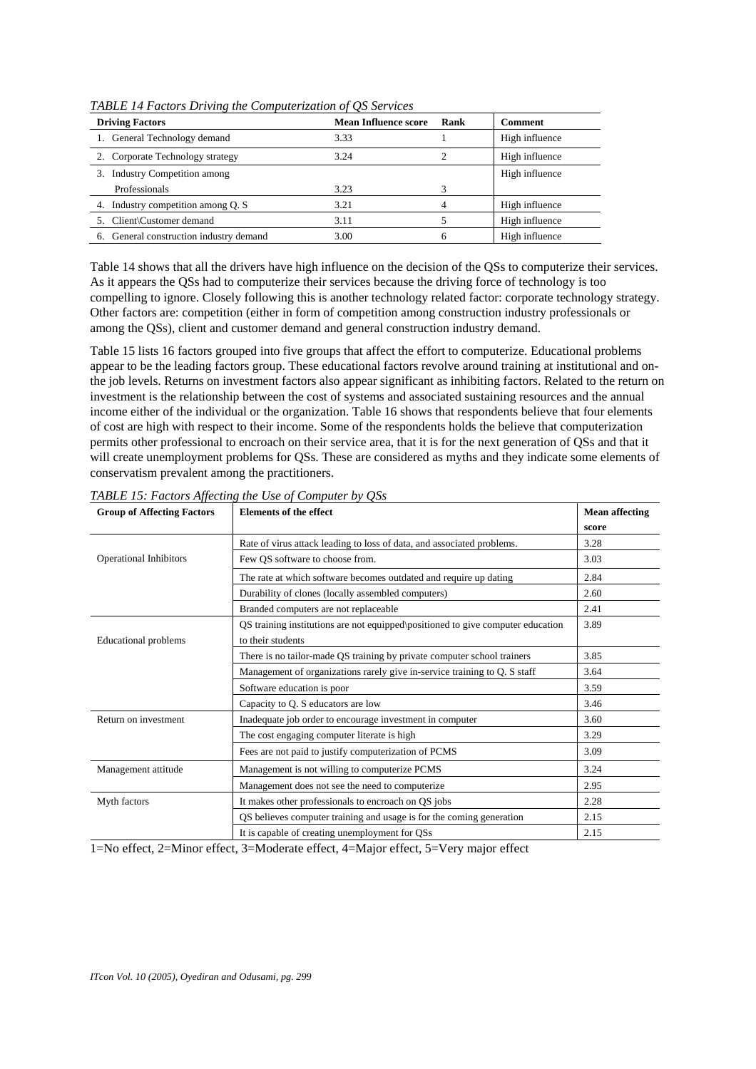*TABLE 14 Factors Driving the Computerization of QS Services*

| Driving Factors | Mean Influence score | Rank | Comment |
|---|---|---|---|
| 1. General Technology demand | 3.33 | 1 | High influence |
| 2. Corporate Technology strategy | 3.24 | 2 | High influence |
| 3. Industry Competition among Professionals | 3.23 | 3 | High influence |
| 4. Industry competition among Q. S | 3.21 | 4 | High influence |
| 5. Client\Customer demand | 3.11 | 5 | High influence |
| 6. General construction industry demand | 3.00 | 6 | High influence |

Table 14 shows that all the drivers have high influence on the decision of the QSs to computerize their services. As it appears the QSs had to computerize their services because the driving force of technology is too compelling to ignore. Closely following this is another technology related factor: corporate technology strategy. Other factors are: competition (either in form of competition among construction industry professionals or among the QSs), client and customer demand and general construction industry demand.

Table 15 lists 16 factors grouped into five groups that affect the effort to computerize. Educational problems appear to be the leading factors group. These educational factors revolve around training at institutional and on-the job levels. Returns on investment factors also appear significant as inhibiting factors. Related to the return on investment is the relationship between the cost of systems and associated sustaining resources and the annual income either of the individual or the organization. Table 16 shows that respondents believe that four elements of cost are high with respect to their income. Some of the respondents holds the believe that computerization permits other professional to encroach on their service area, that it is for the next generation of QSs and that it will create unemployment problems for QSs. These are considered as myths and they indicate some elements of conservatism prevalent among the practitioners.

*TABLE 15: Factors Affecting the Use of Computer by QSs*

| Group of Affecting Factors | Elements of the effect | Mean affecting score |
|---|---|---|
| Operational Inhibitors | Rate of virus attack leading to loss of data, and associated problems. | 3.28 |
| | Few QS software to choose from. | 3.03 |
| | The rate at which software becomes outdated and require up dating | 2.84 |
| | Durability of clones (locally assembled computers) | 2.60 |
| | Branded computers are not replaceable | 2.41 |
| Educational problems | QS training institutions are not equipped\positioned to give computer education to their students | 3.89 |
| | There is no tailor-made QS training by private computer school trainers | 3.85 |
| | Management of organizations rarely give in-service training to Q. S staff | 3.64 |
| | Software education is poor | 3.59 |
| | Capacity to Q. S educators are low | 3.46 |
| Return on investment | Inadequate job order to encourage investment in computer | 3.60 |
| | The cost engaging computer literate is high | 3.29 |
| | Fees are not paid to justify computerization of PCMS | 3.09 |
| Management attitude | Management is not willing to computerize PCMS | 3.24 |
| | Management does not see the need to computerize | 2.95 |
| Myth factors | It makes other professionals to encroach on QS jobs | 2.28 |
| | QS believes computer training and usage is for the coming generation | 2.15 |
| | It is capable of creating unemployment for QSs | 2.15 |

1=No effect, 2=Minor effect, 3=Moderate effect, 4=Major effect, 5=Very major effect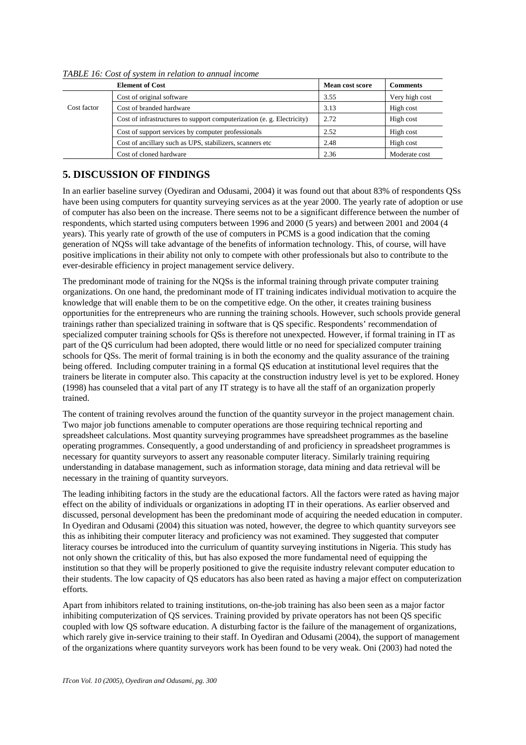*TABLE 16: Cost of system in relation to annual income*

| | Element of Cost | Mean cost score | Comments |
|---|---|---|---|
| Cost factor | Cost of original software | 3.55 | Very high cost |
| | Cost of branded hardware | 3.13 | High cost |
| | Cost of infrastructures to support computerization (e. g. Electricity) | 2.72 | High cost |
| | Cost of support services by computer professionals | 2.52 | High cost |
| | Cost of ancillary such as UPS, stabilizers, scanners etc | 2.48 | High cost |
| | Cost of cloned hardware | 2.36 | Moderate cost |

## 5. DISCUSSION OF FINDINGS

In an earlier baseline survey (Oyediran and Odusami, 2004) it was found out that about 83% of respondents QSs have been using computers for quantity surveying services as at the year 2000. The yearly rate of adoption or use of computer has also been on the increase. There seems not to be a significant difference between the number of respondents, which started using computers between 1996 and 2000 (5 years) and between 2001 and 2004 (4 years). This yearly rate of growth of the use of computers in PCMS is a good indication that the coming generation of NQSs will take advantage of the benefits of information technology. This, of course, will have positive implications in their ability not only to compete with other professionals but also to contribute to the ever-desirable efficiency in project management service delivery.

The predominant mode of training for the NQSs is the informal training through private computer training organizations. On one hand, the predominant mode of IT training indicates individual motivation to acquire the knowledge that will enable them to be on the competitive edge. On the other, it creates training business opportunities for the entrepreneurs who are running the training schools. However, such schools provide general trainings rather than specialized training in software that is QS specific. Respondents' recommendation of specialized computer training schools for QSs is therefore not unexpected. However, if formal training in IT as part of the QS curriculum had been adopted, there would little or no need for specialized computer training schools for QSs. The merit of formal training is in both the economy and the quality assurance of the training being offered. Including computer training in a formal QS education at institutional level requires that the trainers be literate in computer also. This capacity at the construction industry level is yet to be explored. Honey (1998) has counseled that a vital part of any IT strategy is to have all the staff of an organization properly trained.

The content of training revolves around the function of the quantity surveyor in the project management chain. Two major job functions amenable to computer operations are those requiring technical reporting and spreadsheet calculations. Most quantity surveying programmes have spreadsheet programmes as the baseline operating programmes. Consequently, a good understanding of and proficiency in spreadsheet programmes is necessary for quantity surveyors to assert any reasonable computer literacy. Similarly training requiring understanding in database management, such as information storage, data mining and data retrieval will be necessary in the training of quantity surveyors.

The leading inhibiting factors in the study are the educational factors. All the factors were rated as having major effect on the ability of individuals or organizations in adopting IT in their operations. As earlier observed and discussed, personal development has been the predominant mode of acquiring the needed education in computer. In Oyediran and Odusami (2004) this situation was noted, however, the degree to which quantity surveyors see this as inhibiting their computer literacy and proficiency was not examined. They suggested that computer literacy courses be introduced into the curriculum of quantity surveying institutions in Nigeria. This study has not only shown the criticality of this, but has also exposed the more fundamental need of equipping the institution so that they will be properly positioned to give the requisite industry relevant computer education to their students. The low capacity of QS educators has also been rated as having a major effect on computerization efforts.

Apart from inhibitors related to training institutions, on-the-job training has also been seen as a major factor inhibiting computerization of QS services. Training provided by private operators has not been QS specific coupled with low QS software education. A disturbing factor is the failure of the management of organizations, which rarely give in-service training to their staff. In Oyediran and Odusami (2004), the support of management of the organizations where quantity surveyors work has been found to be very weak. Oni (2003) had noted the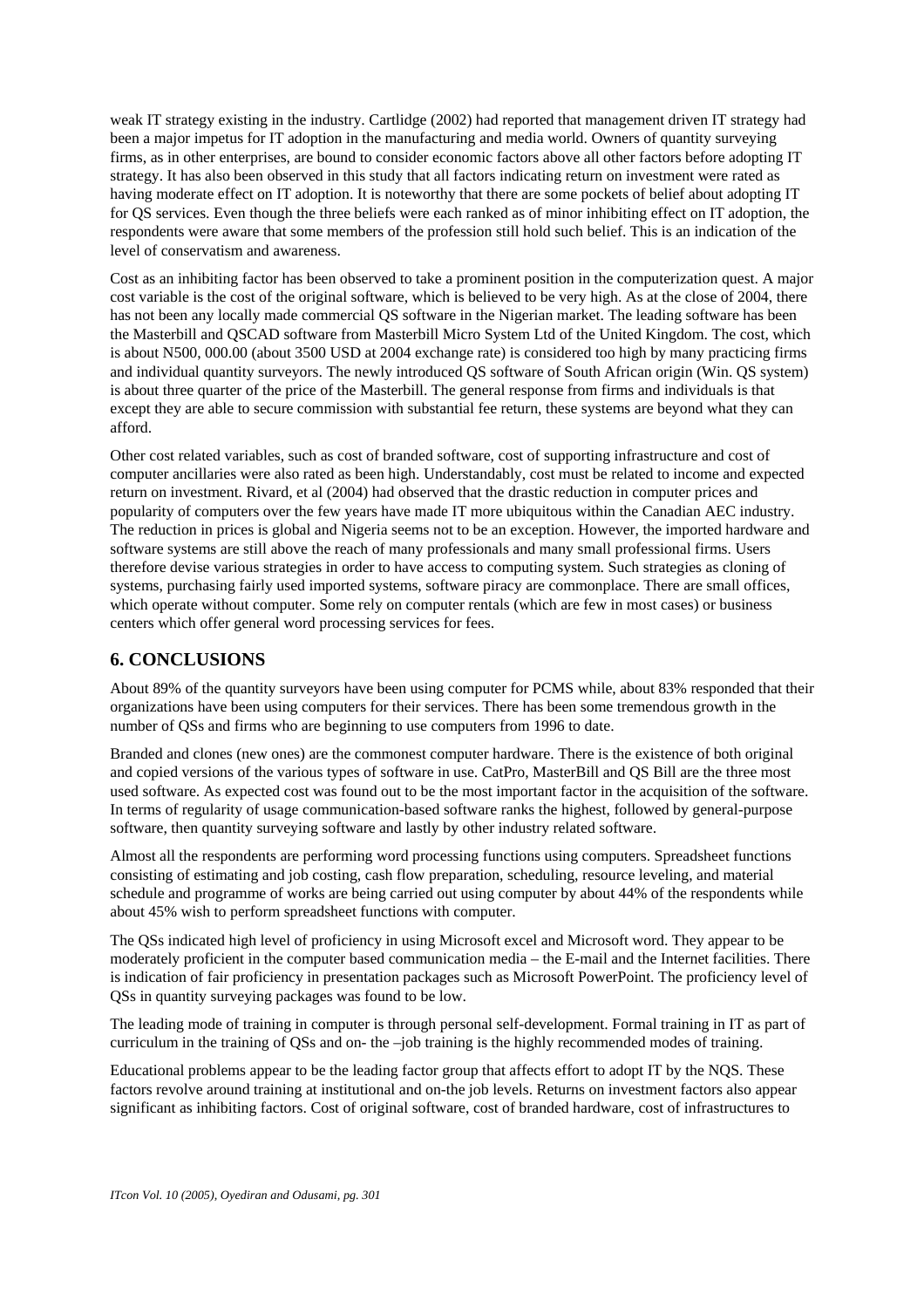weak IT strategy existing in the industry. Cartlidge (2002) had reported that management driven IT strategy had been a major impetus for IT adoption in the manufacturing and media world. Owners of quantity surveying firms, as in other enterprises, are bound to consider economic factors above all other factors before adopting IT strategy. It has also been observed in this study that all factors indicating return on investment were rated as having moderate effect on IT adoption. It is noteworthy that there are some pockets of belief about adopting IT for QS services. Even though the three beliefs were each ranked as of minor inhibiting effect on IT adoption, the respondents were aware that some members of the profession still hold such belief. This is an indication of the level of conservatism and awareness.

Cost as an inhibiting factor has been observed to take a prominent position in the computerization quest. A major cost variable is the cost of the original software, which is believed to be very high. As at the close of 2004, there has not been any locally made commercial QS software in the Nigerian market. The leading software has been the Masterbill and QSCAD software from Masterbill Micro System Ltd of the United Kingdom. The cost, which is about N500, 000.00 (about 3500 USD at 2004 exchange rate) is considered too high by many practicing firms and individual quantity surveyors. The newly introduced QS software of South African origin (Win. QS system) is about three quarter of the price of the Masterbill. The general response from firms and individuals is that except they are able to secure commission with substantial fee return, these systems are beyond what they can afford.

Other cost related variables, such as cost of branded software, cost of supporting infrastructure and cost of computer ancillaries were also rated as been high. Understandably, cost must be related to income and expected return on investment. Rivard, et al (2004) had observed that the drastic reduction in computer prices and popularity of computers over the few years have made IT more ubiquitous within the Canadian AEC industry. The reduction in prices is global and Nigeria seems not to be an exception. However, the imported hardware and software systems are still above the reach of many professionals and many small professional firms. Users therefore devise various strategies in order to have access to computing system. Such strategies as cloning of systems, purchasing fairly used imported systems, software piracy are commonplace. There are small offices, which operate without computer. Some rely on computer rentals (which are few in most cases) or business centers which offer general word processing services for fees.

## 6. CONCLUSIONS

About 89% of the quantity surveyors have been using computer for PCMS while, about 83% responded that their organizations have been using computers for their services. There has been some tremendous growth in the number of QSs and firms who are beginning to use computers from 1996 to date.

Branded and clones (new ones) are the commonest computer hardware. There is the existence of both original and copied versions of the various types of software in use. CatPro, MasterBill and QS Bill are the three most used software. As expected cost was found out to be the most important factor in the acquisition of the software. In terms of regularity of usage communication-based software ranks the highest, followed by general-purpose software, then quantity surveying software and lastly by other industry related software.

Almost all the respondents are performing word processing functions using computers. Spreadsheet functions consisting of estimating and job costing, cash flow preparation, scheduling, resource leveling, and material schedule and programme of works are being carried out using computer by about 44% of the respondents while about 45% wish to perform spreadsheet functions with computer.

The QSs indicated high level of proficiency in using Microsoft excel and Microsoft word. They appear to be moderately proficient in the computer based communication media – the E-mail and the Internet facilities. There is indication of fair proficiency in presentation packages such as Microsoft PowerPoint. The proficiency level of QSs in quantity surveying packages was found to be low.

The leading mode of training in computer is through personal self-development. Formal training in IT as part of curriculum in the training of QSs and on- the –job training is the highly recommended modes of training.

Educational problems appear to be the leading factor group that affects effort to adopt IT by the NQS. These factors revolve around training at institutional and on-the job levels. Returns on investment factors also appear significant as inhibiting factors. Cost of original software, cost of branded hardware, cost of infrastructures to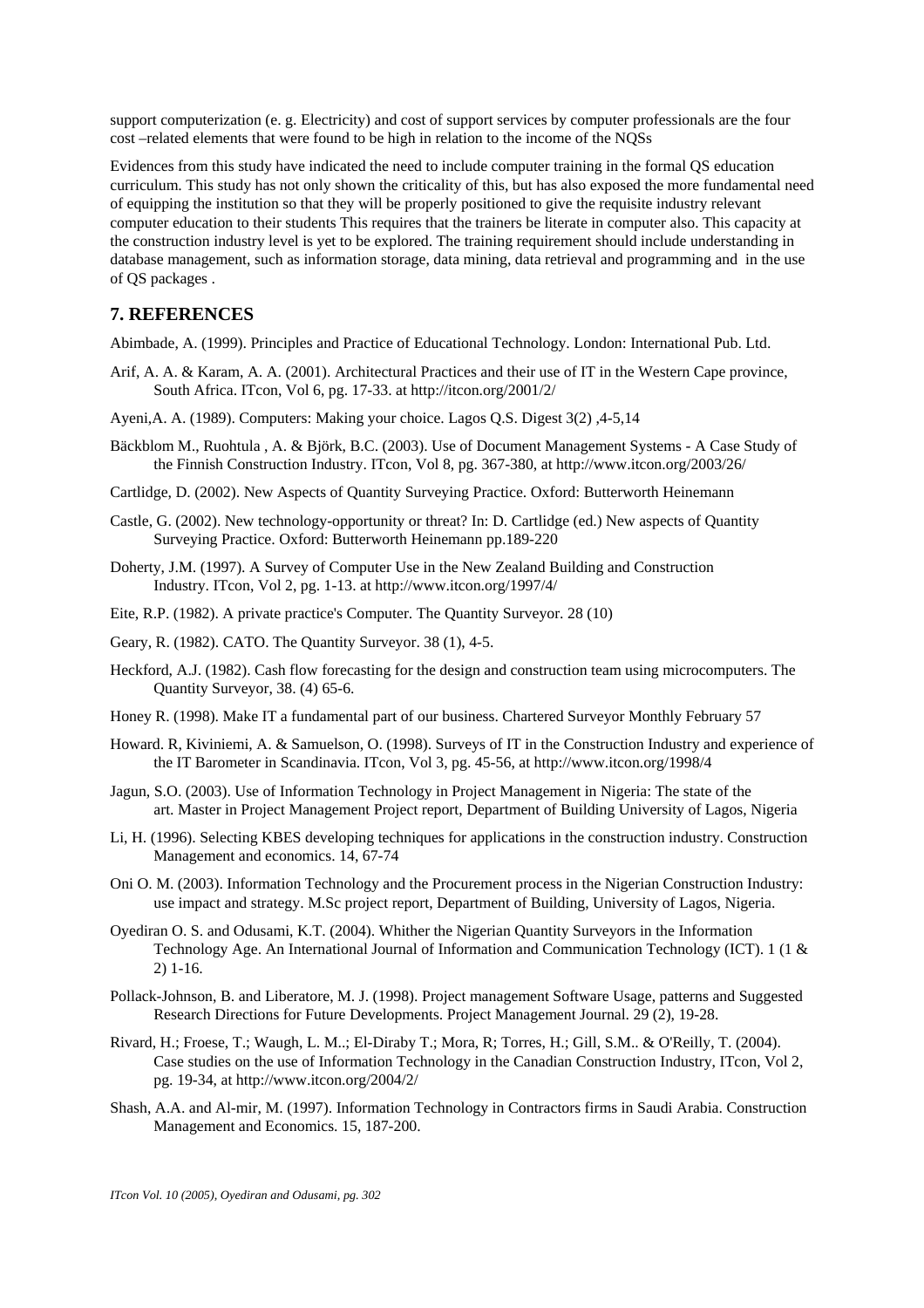support computerization (e. g. Electricity) and cost of support services by computer professionals are the four cost –related elements that were found to be high in relation to the income of the NQSs

Evidences from this study have indicated the need to include computer training in the formal QS education curriculum. This study has not only shown the criticality of this, but has also exposed the more fundamental need of equipping the institution so that they will be properly positioned to give the requisite industry relevant computer education to their students This requires that the trainers be literate in computer also. This capacity at the construction industry level is yet to be explored. The training requirement should include understanding in database management, such as information storage, data mining, data retrieval and programming and in the use of QS packages .

## 7. REFERENCES

Abimbade, A. (1999). Principles and Practice of Educational Technology. London: International Pub. Ltd.

Arif, A. A. & Karam, A. A. (2001). Architectural Practices and their use of IT in the Western Cape province, South Africa. ITcon, Vol 6, pg. 17-33. at http://itcon.org/2001/2/

Ayeni,A. A. (1989). Computers: Making your choice. Lagos Q.S. Digest 3(2) ,4-5,14

Bäckblom M., Ruohtula , A. & Björk, B.C. (2003). Use of Document Management Systems - A Case Study of the Finnish Construction Industry. ITcon, Vol 8, pg. 367-380, at http://www.itcon.org/2003/26/

Cartlidge, D. (2002). New Aspects of Quantity Surveying Practice. Oxford: Butterworth Heinemann

Castle, G. (2002). New technology-opportunity or threat? In: D. Cartlidge (ed.) New aspects of Quantity Surveying Practice. Oxford: Butterworth Heinemann pp.189-220

Doherty, J.M. (1997). A Survey of Computer Use in the New Zealand Building and Construction Industry. ITcon, Vol 2, pg. 1-13. at http://www.itcon.org/1997/4/

Eite, R.P. (1982). A private practice's Computer. The Quantity Surveyor. 28 (10)

Geary, R. (1982). CATO. The Quantity Surveyor. 38 (1), 4-5.

Heckford, A.J. (1982). Cash flow forecasting for the design and construction team using microcomputers. The Quantity Surveyor, 38. (4) 65-6.

Honey R. (1998). Make IT a fundamental part of our business. Chartered Surveyor Monthly February 57

Howard. R, Kiviniemi, A. & Samuelson, O. (1998). Surveys of IT in the Construction Industry and experience of the IT Barometer in Scandinavia. ITcon, Vol 3, pg. 45-56, at http://www.itcon.org/1998/4

Jagun, S.O. (2003). Use of Information Technology in Project Management in Nigeria: The state of the art. Master in Project Management Project report, Department of Building University of Lagos, Nigeria

Li, H. (1996). Selecting KBES developing techniques for applications in the construction industry. Construction Management and economics. 14, 67-74

Oni O. M. (2003). Information Technology and the Procurement process in the Nigerian Construction Industry: use impact and strategy. M.Sc project report, Department of Building, University of Lagos, Nigeria.

Oyediran O. S. and Odusami, K.T. (2004). Whither the Nigerian Quantity Surveyors in the Information Technology Age. An International Journal of Information and Communication Technology (ICT). 1 (1 & 2) 1-16.

Pollack-Johnson, B. and Liberatore, M. J. (1998). Project management Software Usage, patterns and Suggested Research Directions for Future Developments. Project Management Journal. 29 (2), 19-28.

Rivard, H.; Froese, T.; Waugh, L. M..; El-Diraby T.; Mora, R; Torres, H.; Gill, S.M.. & O'Reilly, T. (2004). Case studies on the use of Information Technology in the Canadian Construction Industry, ITcon, Vol 2, pg. 19-34, at http://www.itcon.org/2004/2/

Shash, A.A. and Al-mir, M. (1997). Information Technology in Contractors firms in Saudi Arabia. Construction Management and Economics. 15, 187-200.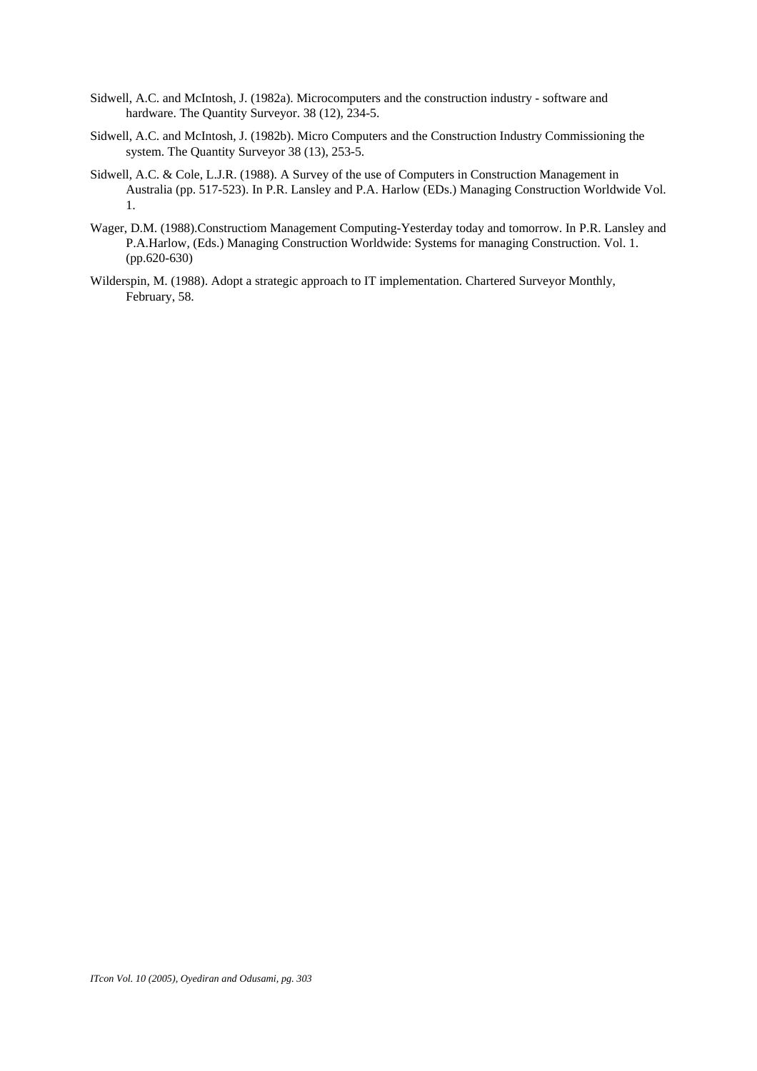Sidwell, A.C. and McIntosh, J. (1982a). Microcomputers and the construction industry - software and hardware. The Quantity Surveyor. 38 (12), 234-5.

Sidwell, A.C. and McIntosh, J. (1982b). Micro Computers and the Construction Industry Commissioning the system. The Quantity Surveyor 38 (13), 253-5.

Sidwell, A.C. & Cole, L.J.R. (1988). A Survey of the use of Computers in Construction Management in Australia (pp. 517-523). In P.R. Lansley and P.A. Harlow (EDs.) Managing Construction Worldwide Vol. 1.

Wager, D.M. (1988).Constructiom Management Computing-Yesterday today and tomorrow. In P.R. Lansley and P.A.Harlow, (Eds.) Managing Construction Worldwide: Systems for managing Construction. Vol. 1. (pp.620-630)

Wilderspin, M. (1988). Adopt a strategic approach to IT implementation. Chartered Surveyor Monthly, February, 58.